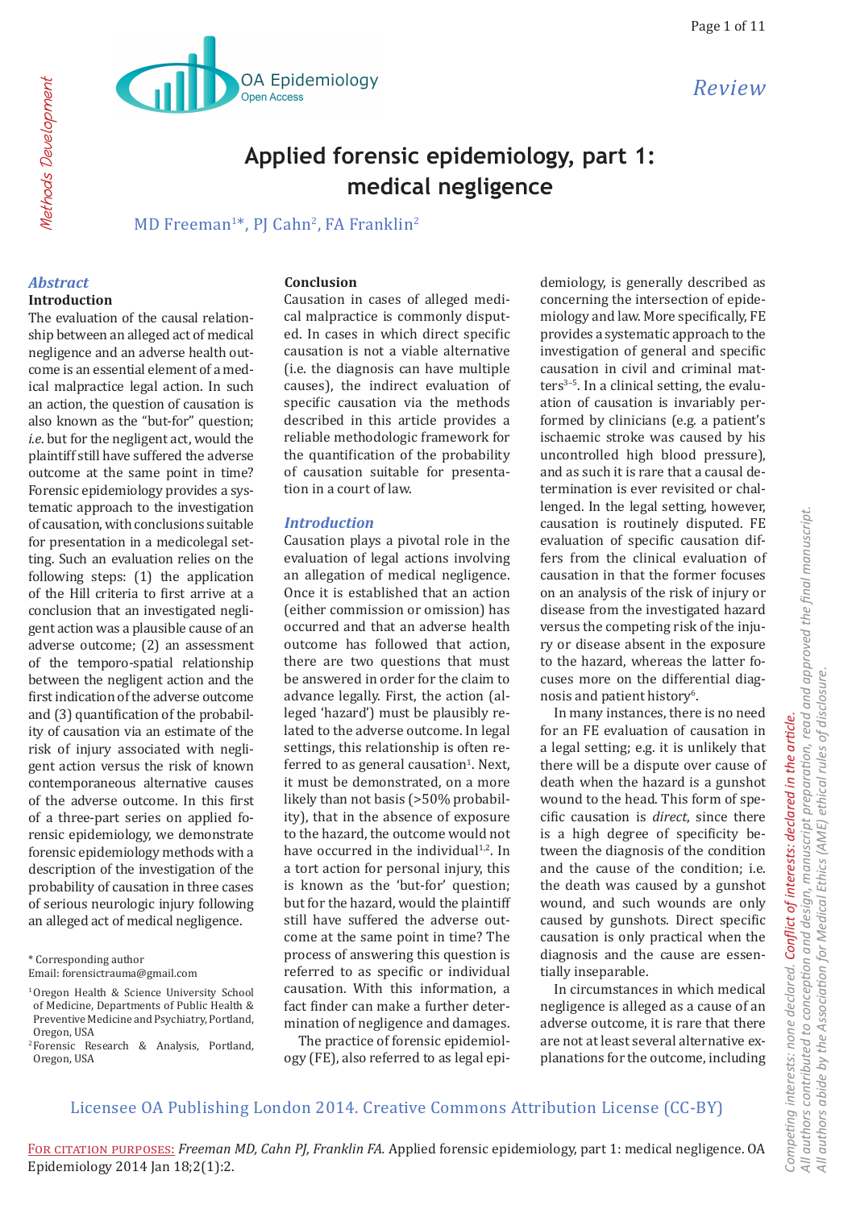Review

# Applied forensic epidemiology, part 1: medical negligence

MD Freeman[1]*, PJ Cahn[2], FA Franklin[2]

## Abstract

### Introduction

The evaluation of the causal relationship between an alleged act of medical negligence and an adverse health outcome is an essential element of a medical malpractice legal action. In such an action, the question of causation is also known as the "but-for" question; *i.e.* but for the negligent act, would the plaintiff still have suffered the adverse outcome at the same point in time? Forensic epidemiology provides a systematic approach to the investigation of causation, with conclusions suitable for presentation in a medicolegal setting. Such an evaluation relies on the following steps: (1) the application of the Hill criteria to first arrive at a conclusion that an investigated negligent action was a plausible cause of an adverse outcome; (2) an assessment of the temporo-spatial relationship between the negligent action and the first indication of the adverse outcome and (3) quantification of the probability of causation via an estimate of the risk of injury associated with negligent action versus the risk of known contemporaneous alternative causes of the adverse outcome. In this first of a three-part series on applied forensic epidemiology, we demonstrate forensic epidemiology methods with a description of the investigation of the probability of causation in three cases of serious neurologic injury following an alleged act of medical negligence.

### Conclusion

Causation in cases of alleged medical malpractice is commonly disputed. In cases in which direct specific causation is not a viable alternative (i.e. the diagnosis can have multiple causes), the indirect evaluation of specific causation via the methods described in this article provides a reliable methodologic framework for the quantification of the probability of causation suitable for presentation in a court of law.

## Introduction

Causation plays a pivotal role in the evaluation of legal actions involving an allegation of medical negligence. Once it is established that an action (either commission or omission) has occurred and that an adverse health outcome has followed that action, there are two questions that must be answered in order for the claim to advance legally. First, the action (alleged 'hazard') must be plausibly related to the adverse outcome. In legal settings, this relationship is often referred to as general causation[1]. Next, it must be demonstrated, on a more likely than not basis (>50% probability), that in the absence of exposure to the hazard, the outcome would not have occurred in the individual[1,2]. In a tort action for personal injury, this is known as the 'but-for' question; but for the hazard, would the plaintiff still have suffered the adverse outcome at the same point in time? The process of answering this question is referred to as specific or individual causation. With this information, a fact finder can make a further determination of negligence and damages.

The practice of forensic epidemiology (FE), also referred to as legal epidemiology, is generally described as concerning the intersection of epidemiology and law. More specifically, FE provides a systematic approach to the investigation of general and specific causation in civil and criminal matters[3–5]. In a clinical setting, the evaluation of causation is invariably performed by clinicians (e.g. a patient's ischaemic stroke was caused by his uncontrolled high blood pressure), and as such it is rare that a causal determination is ever revisited or challenged. In the legal setting, however, causation is routinely disputed. FE evaluation of specific causation differs from the clinical evaluation of causation in that the former focuses on an analysis of the risk of injury or disease from the investigated hazard versus the competing risk of the injury or disease absent in the exposure to the hazard, whereas the latter focuses more on the differential diagnosis and patient history[6].

In many instances, there is no need for an FE evaluation of causation in a legal setting; e.g. it is unlikely that there will be a dispute over cause of death when the hazard is a gunshot wound to the head. This form of specific causation is *direct*, since there is a high degree of specificity between the diagnosis of the condition and the cause of the condition; i.e. the death was caused by a gunshot wound, and such wounds are only caused by gunshots. Direct specific causation is only practical when the diagnosis and the cause are essentially inseparable.

In circumstances in which medical negligence is alleged as a cause of an adverse outcome, it is rare that there are not at least several alternative explanations for the outcome, including

\* Corresponding author
Email: forensictrauma@gmail.com

[1] Oregon Health & Science University School of Medicine, Departments of Public Health & Preventive Medicine and Psychiatry, Portland, Oregon, USA

[2] Forensic Research & Analysis, Portland, Oregon, USA

Competing interests: none declared. Conflict of interests: declared in the article.
All authors contributed to conception and design, manuscript preparation, read and approved the final manuscript.
All authors abide by the Association for Medical Ethics (AME) ethical rules of disclosure.

Licensee OA Publishing London 2014. Creative Commons Attribution License (CC-BY)

For citation purposes: *Freeman MD, Cahn PJ, Franklin FA.* Applied forensic epidemiology, part 1: medical negligence. OA Epidemiology 2014 Jan 18;2(1):2.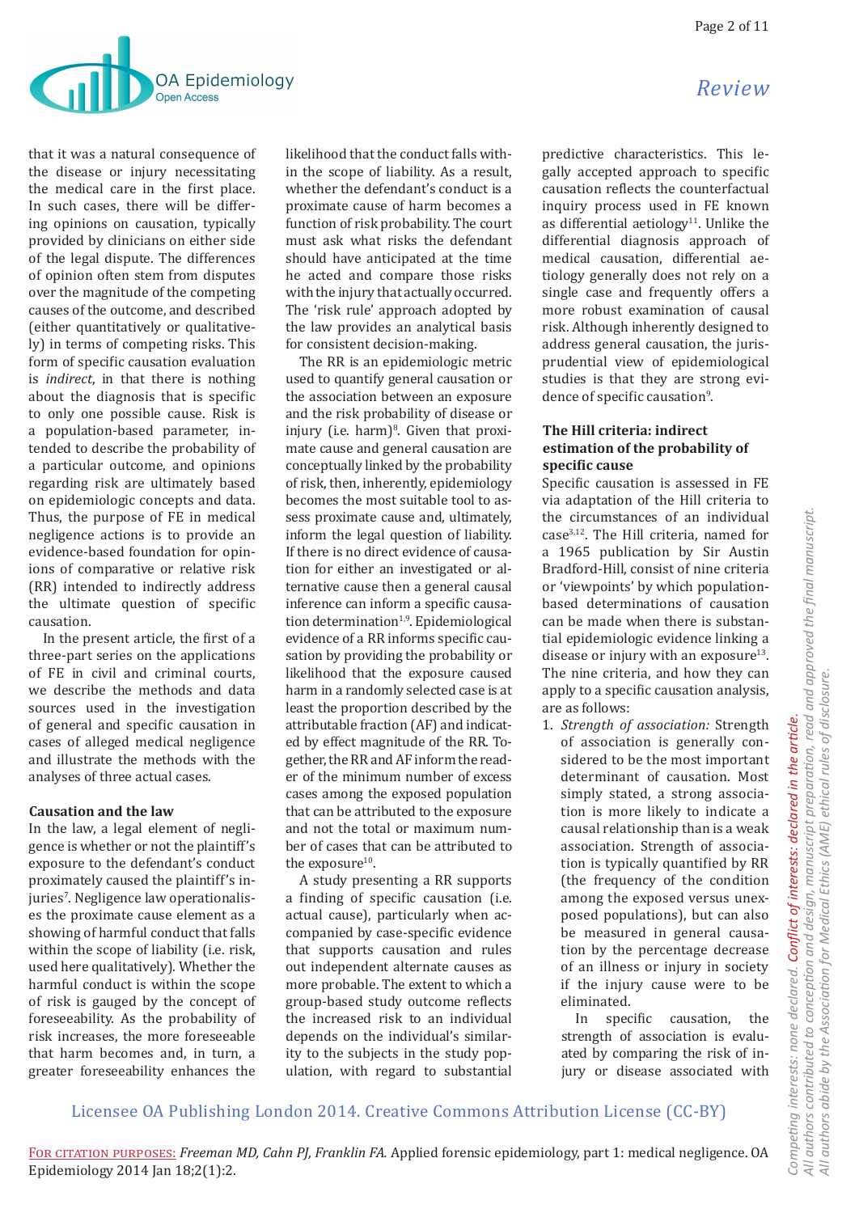that it was a natural consequence of the disease or injury necessitating the medical care in the first place. In such cases, there will be differing opinions on causation, typically provided by clinicians on either side of the legal dispute. The differences of opinion often stem from disputes over the magnitude of the competing causes of the outcome, and described (either quantitatively or qualitatively) in terms of competing risks. This form of specific causation evaluation is *indirect*, in that there is nothing about the diagnosis that is specific to only one possible cause. Risk is a population-based parameter, intended to describe the probability of a particular outcome, and opinions regarding risk are ultimately based on epidemiologic concepts and data. Thus, the purpose of FE in medical negligence actions is to provide an evidence-based foundation for opinions of comparative or relative risk (RR) intended to indirectly address the ultimate question of specific causation.

In the present article, the first of a three-part series on the applications of FE in civil and criminal courts, we describe the methods and data sources used in the investigation of general and specific causation in cases of alleged medical negligence and illustrate the methods with the analyses of three actual cases.

### Causation and the law

In the law, a legal element of negligence is whether or not the plaintiff's exposure to the defendant's conduct proximately caused the plaintiff's injuries[7]. Negligence law operationalises the proximate cause element as a showing of harmful conduct that falls within the scope of liability (i.e. risk, used here qualitatively). Whether the harmful conduct is within the scope of risk is gauged by the concept of foreseeability. As the probability of risk increases, the more foreseeable that harm becomes and, in turn, a greater foreseeability enhances the likelihood that the conduct falls within the scope of liability. As a result, whether the defendant's conduct is a proximate cause of harm becomes a function of risk probability. The court must ask what risks the defendant should have anticipated at the time he acted and compare those risks with the injury that actually occurred. The 'risk rule' approach adopted by the law provides an analytical basis for consistent decision-making.

The RR is an epidemiologic metric used to quantify general causation or the association between an exposure and the risk probability of disease or injury (i.e. harm)[8]. Given that proximate cause and general causation are conceptually linked by the probability of risk, then, inherently, epidemiology becomes the most suitable tool to assess proximate cause and, ultimately, inform the legal question of liability. If there is no direct evidence of causation for either an investigated or alternative cause then a general causal inference can inform a specific causation determination[1,9]. Epidemiological evidence of a RR informs specific causation by providing the probability or likelihood that the exposure caused harm in a randomly selected case is at least the proportion described by the attributable fraction (AF) and indicated by effect magnitude of the RR. Together, the RR and AF inform the reader of the minimum number of excess cases among the exposed population that can be attributed to the exposure and not the total or maximum number of cases that can be attributed to the exposure[10].

A study presenting a RR supports a finding of specific causation (i.e. actual cause), particularly when accompanied by case-specific evidence that supports causation and rules out independent alternate causes as more probable. The extent to which a group-based study outcome reflects the increased risk to an individual depends on the individual's similarity to the subjects in the study population, with regard to substantial predictive characteristics. This legally accepted approach to specific causation reflects the counterfactual inquiry process used in FE known as differential aetiology[11]. Unlike the differential diagnosis approach of medical causation, differential aetiology generally does not rely on a single case and frequently offers a more robust examination of causal risk. Although inherently designed to address general causation, the jurisprudential view of epidemiological studies is that they are strong evidence of specific causation[9].

### The Hill criteria: indirect estimation of the probability of specific cause

Specific causation is assessed in FE via adaptation of the Hill criteria to the circumstances of an individual case[3,12]. The Hill criteria, named for a 1965 publication by Sir Austin Bradford-Hill, consist of nine criteria or 'viewpoints' by which population-based determinations of causation can be made when there is substantial epidemiologic evidence linking a disease or injury with an exposure[13]. The nine criteria, and how they can apply to a specific causation analysis, are as follows:

1. *Strength of association:* Strength of association is generally considered to be the most important determinant of causation. Most simply stated, a strong association is more likely to indicate a causal relationship than is a weak association. Strength of association is typically quantified by RR (the frequency of the condition among the exposed versus unexposed populations), but can also be measured in general causation by the percentage decrease of an illness or injury in society if the injury cause were to be eliminated.

   In specific causation, the strength of association is evaluated by comparing the risk of injury or disease associated with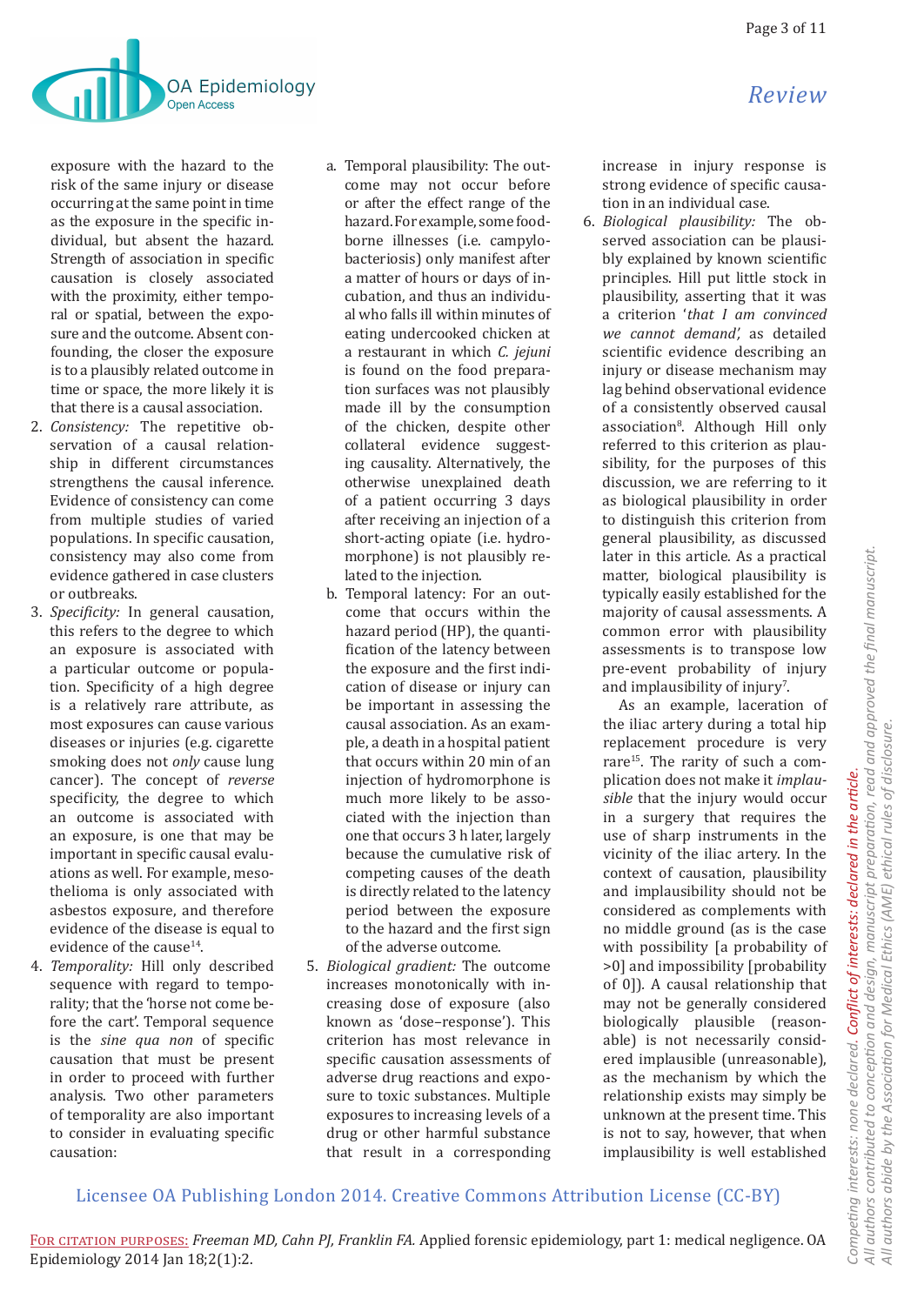exposure with the hazard to the risk of the same injury or disease occurring at the same point in time as the exposure in the specific individual, but absent the hazard. Strength of association in specific causation is closely associated with the proximity, either temporal or spatial, between the exposure and the outcome. Absent confounding, the closer the exposure is to a plausibly related outcome in time or space, the more likely it is that there is a causal association.

2. *Consistency:* The repetitive observation of a causal relationship in different circumstances strengthens the causal inference. Evidence of consistency can come from multiple studies of varied populations. In specific causation, consistency may also come from evidence gathered in case clusters or outbreaks.
3. *Specificity:* In general causation, this refers to the degree to which an exposure is associated with a particular outcome or population. Specificity of a high degree is a relatively rare attribute, as most exposures can cause various diseases or injuries (e.g. cigarette smoking does not *only* cause lung cancer). The concept of *reverse* specificity, the degree to which an outcome is associated with an exposure, is one that may be important in specific causal evaluations as well. For example, mesothelioma is only associated with asbestos exposure, and therefore evidence of the disease is equal to evidence of the cause[14].
4. *Temporality:* Hill only described sequence with regard to temporality; that the 'horse not come before the cart'. Temporal sequence is the *sine qua non* of specific causation that must be present in order to proceed with further analysis. Two other parameters of temporality are also important to consider in evaluating specific causation:
   a. Temporal plausibility: The outcome may not occur before or after the effect range of the hazard. For example, some foodborne illnesses (i.e. campylobacteriosis) only manifest after a matter of hours or days of incubation, and thus an individual who falls ill within minutes of eating undercooked chicken at a restaurant in which *C. jejuni* is found on the food preparation surfaces was not plausibly made ill by the consumption of the chicken, despite other collateral evidence suggesting causality. Alternatively, the otherwise unexplained death of a patient occurring 3 days after receiving an injection of a short-acting opiate (i.e. hydromorphone) is not plausibly related to the injection.
   b. Temporal latency: For an outcome that occurs within the hazard period (HP), the quantification of the latency between the exposure and the first indication of disease or injury can be important in assessing the causal association. As an example, a death in a hospital patient that occurs within 20 min of an injection of hydromorphone is much more likely to be associated with the injection than one that occurs 3 h later, largely because the cumulative risk of competing causes of the death is directly related to the latency period between the exposure to the hazard and the first sign of the adverse outcome.
5. *Biological gradient:* The outcome increases monotonically with increasing dose of exposure (also known as 'dose–response'). This criterion has most relevance in specific causation assessments of adverse drug reactions and exposure to toxic substances. Multiple exposures to increasing levels of a drug or other harmful substance that result in a corresponding increase in injury response is strong evidence of specific causation in an individual case.
6. *Biological plausibility:* The observed association can be plausibly explained by known scientific principles. Hill put little stock in plausibility, asserting that it was a criterion '*that I am convinced we cannot demand*', as detailed scientific evidence describing an injury or disease mechanism may lag behind observational evidence of a consistently observed causal association[8]. Although Hill only referred to this criterion as plausibility, for the purposes of this discussion, we are referring to it as biological plausibility in order to distinguish this criterion from general plausibility, as discussed later in this article. As a practical matter, biological plausibility is typically easily established for the majority of causal assessments. A common error with plausibility assessments is to transpose low pre-event probability of injury and implausibility of injury[7].

As an example, laceration of the iliac artery during a total hip replacement procedure is very rare[15]. The rarity of such a complication does not make it *implausible* that the injury would occur in a surgery that requires the use of sharp instruments in the vicinity of the iliac artery. In the context of causation, plausibility and implausibility should not be considered as complements with no middle ground (as is the case with possibility [a probability of >0] and impossibility [probability of 0]). A causal relationship that may not be generally considered biologically plausible (reasonable) is not necessarily considered implausible (unreasonable), as the mechanism by which the relationship exists may simply be unknown at the present time. This is not to say, however, that when implausibility is well established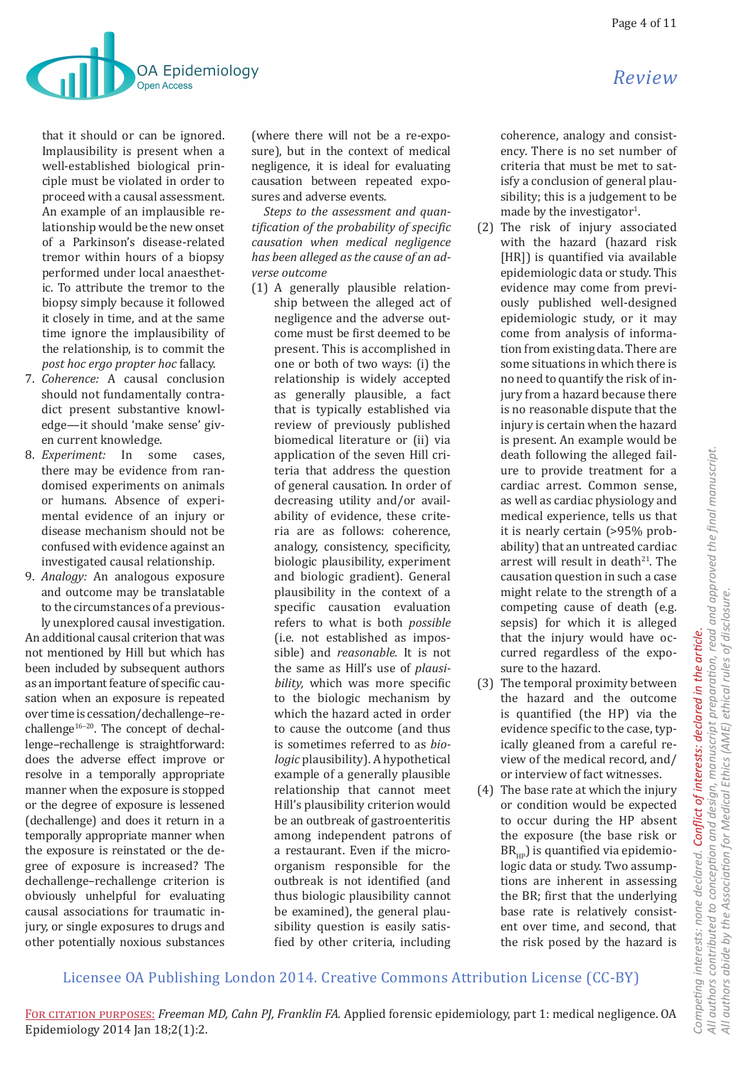that it should or can be ignored. Implausibility is present when a well-established biological principle must be violated in order to proceed with a causal assessment. An example of an implausible relationship would be the new onset of a Parkinson's disease-related tremor within hours of a biopsy performed under local anaesthetic. To attribute the tremor to the biopsy simply because it followed it closely in time, and at the same time ignore the implausibility of the relationship, is to commit the *post hoc ergo propter hoc* fallacy.

7. *Coherence:* A causal conclusion should not fundamentally contradict present substantive knowledge—it should 'make sense' given current knowledge.
8. *Experiment:* In some cases, there may be evidence from randomised experiments on animals or humans. Absence of experimental evidence of an injury or disease mechanism should not be confused with evidence against an investigated causal relationship.
9. *Analogy:* An analogous exposure and outcome may be translatable to the circumstances of a previously unexplored causal investigation.

An additional causal criterion that was not mentioned by Hill but which has been included by subsequent authors as an important feature of specific causation when an exposure is repeated over time is cessation/dechallenge–rechallenge[16–20]. The concept of dechallenge–rechallenge is straightforward: does the adverse effect improve or resolve in a temporally appropriate manner when the exposure is stopped or the degree of exposure is lessened (dechallenge) and does it return in a temporally appropriate manner when the exposure is reinstated or the degree of exposure is increased? The dechallenge–rechallenge criterion is obviously unhelpful for evaluating causal associations for traumatic injury, or single exposures to drugs and other potentially noxious substances (where there will not be a re-exposure), but in the context of medical negligence, it is ideal for evaluating causation between repeated exposures and adverse events.

*Steps to the assessment and quantification of the probability of specific causation when medical negligence has been alleged as the cause of an adverse outcome*

(1) A generally plausible relationship between the alleged act of negligence and the adverse outcome must be first deemed to be present. This is accomplished in one or both of two ways: (i) the relationship is widely accepted as generally plausible, a fact that is typically established via review of previously published biomedical literature or (ii) via application of the seven Hill criteria that address the question of general causation. In order of decreasing utility and/or availability of evidence, these criteria are as follows: coherence, analogy, consistency, specificity, biologic plausibility, experiment and biologic gradient). General plausibility in the context of a specific causation evaluation refers to what is both *possible* (i.e. not established as impossible) and *reasonable.* It is not the same as Hill's use of *plausibility,* which was more specific to the biologic mechanism by which the hazard acted in order to cause the outcome (and thus is sometimes referred to as *biologic* plausibility). A hypothetical example of a generally plausible relationship that cannot meet Hill's plausibility criterion would be an outbreak of gastroenteritis among independent patrons of a restaurant. Even if the microorganism responsible for the outbreak is not identified (and thus biologic plausibility cannot be examined), the general plausibility question is easily satisfied by other criteria, including coherence, analogy and consistency. There is no set number of criteria that must be met to satisfy a conclusion of general plausibility; this is a judgement to be made by the investigator[1].

(2) The risk of injury associated with the hazard (hazard risk [HR]) is quantified via available epidemiologic data or study. This evidence may come from previously published well-designed epidemiologic study, or it may come from analysis of information from existing data. There are some situations in which there is no need to quantify the risk of injury from a hazard because there is no reasonable dispute that the injury is certain when the hazard is present. An example would be death following the alleged failure to provide treatment for a cardiac arrest. Common sense, as well as cardiac physiology and medical experience, tells us that it is nearly certain (>95% probability) that an untreated cardiac arrest will result in death[21]. The causation question in such a case might relate to the strength of a competing cause of death (e.g. sepsis) for which it is alleged that the injury would have occurred regardless of the exposure to the hazard.

(3) The temporal proximity between the hazard and the outcome is quantified (the HP) via the evidence specific to the case, typically gleaned from a careful review of the medical record, and/or interview of fact witnesses.

(4) The base rate at which the injury or condition would be expected to occur during the HP absent the exposure (the base risk or $BR_{HP}$) is quantified via epidemiologic data or study. Two assumptions are inherent in assessing the BR; first that the underlying base rate is relatively consistent over time, and second, that the risk posed by the hazard is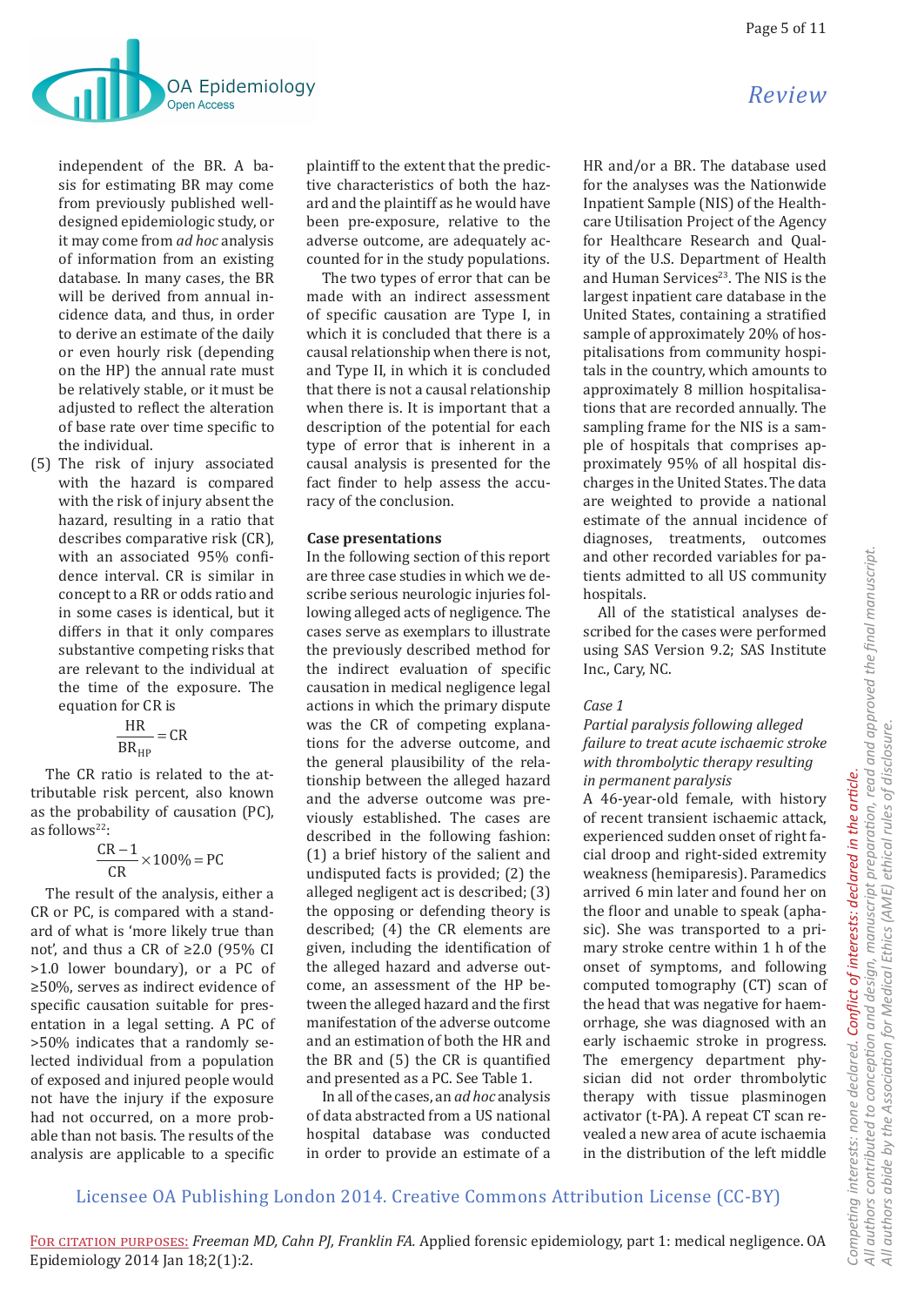independent of the BR. A basis for estimating BR may come from previously published well-designed epidemiologic study, or it may come from *ad hoc* analysis of information from an existing database. In many cases, the BR will be derived from annual incidence data, and thus, in order to derive an estimate of the daily or even hourly risk (depending on the HP) the annual rate must be relatively stable, or it must be adjusted to reflect the alteration of base rate over time specific to the individual.

(5) The risk of injury associated with the hazard is compared with the risk of injury absent the hazard, resulting in a ratio that describes comparative risk (CR), with an associated 95% confidence interval. CR is similar in concept to a RR or odds ratio and in some cases is identical, but it differs in that it only compares substantive competing risks that are relevant to the individual at the time of the exposure. The equation for CR is

$$\frac{\text{HR}}{\text{BR}_{\text{HP}}} = \text{CR}$$

The CR ratio is related to the attributable risk percent, also known as the probability of causation (PC), as follows[22]:

$$\frac{\text{CR}-1}{\text{CR}} \times 100\% = \text{PC}$$

The result of the analysis, either a CR or PC, is compared with a standard of what is 'more likely true than not', and thus a CR of ≥2.0 (95% CI >1.0 lower boundary), or a PC of ≥50%, serves as indirect evidence of specific causation suitable for presentation in a legal setting. A PC of >50% indicates that a randomly selected individual from a population of exposed and injured people would not have the injury if the exposure had not occurred, on a more probable than not basis. The results of the analysis are applicable to a specific plaintiff to the extent that the predictive characteristics of both the hazard and the plaintiff as he would have been pre-exposure, relative to the adverse outcome, are adequately accounted for in the study populations.

The two types of error that can be made with an indirect assessment of specific causation are Type I, in which it is concluded that there is a causal relationship when there is not, and Type II, in which it is concluded that there is not a causal relationship when there is. It is important that a description of the potential for each type of error that is inherent in a causal analysis is presented for the fact finder to help assess the accuracy of the conclusion.

## Case presentations

In the following section of this report are three case studies in which we describe serious neurologic injuries following alleged acts of negligence. The cases serve as exemplars to illustrate the previously described method for the indirect evaluation of specific causation in medical negligence legal actions in which the primary dispute was the CR of competing explanations for the adverse outcome, and the general plausibility of the relationship between the alleged hazard and the adverse outcome was previously established. The cases are described in the following fashion: (1) a brief history of the salient and undisputed facts is provided; (2) the alleged negligent act is described; (3) the opposing or defending theory is described; (4) the CR elements are given, including the identification of the alleged hazard and adverse outcome, an assessment of the HP between the alleged hazard and the first manifestation of the adverse outcome and an estimation of both the HR and the BR and (5) the CR is quantified and presented as a PC. See Table 1.

In all of the cases, an *ad hoc* analysis of data abstracted from a US national hospital database was conducted in order to provide an estimate of a HR and/or a BR. The database used for the analyses was the Nationwide Inpatient Sample (NIS) of the Healthcare Utilisation Project of the Agency for Healthcare Research and Quality of the U.S. Department of Health and Human Services[23]. The NIS is the largest inpatient care database in the United States, containing a stratified sample of approximately 20% of hospitalisations from community hospitals in the country, which amounts to approximately 8 million hospitalisations that are recorded annually. The sampling frame for the NIS is a sample of hospitals that comprises approximately 95% of all hospital discharges in the United States. The data are weighted to provide a national estimate of the annual incidence of diagnoses, treatments, outcomes and other recorded variables for patients admitted to all US community hospitals.

All of the statistical analyses described for the cases were performed using SAS Version 9.2; SAS Institute Inc., Cary, NC.

### *Case 1*

*Partial paralysis following alleged failure to treat acute ischaemic stroke with thrombolytic therapy resulting in permanent paralysis*

A 46-year-old female, with history of recent transient ischaemic attack, experienced sudden onset of right facial droop and right-sided extremity weakness (hemiparesis). Paramedics arrived 6 min later and found her on the floor and unable to speak (aphasic). She was transported to a primary stroke centre within 1 h of the onset of symptoms, and following computed tomography (CT) scan of the head that was negative for haemorrhage, she was diagnosed with an early ischaemic stroke in progress. The emergency department physician did not order thrombolytic therapy with tissue plasminogen activator (t-PA). A repeat CT scan revealed a new area of acute ischaemia in the distribution of the left middle

*Competing interests: none declared. Conflict of interests: declared in the article. All authors contributed to conception and design, manuscript preparation, read and approved the final manuscript. All authors abide by the Association for Medical Ethics (AME) ethical rules of disclosure.*

Licensee OA Publishing London 2014. Creative Commons Attribution License (CC-BY)

For citation purposes: *Freeman MD, Cahn PJ, Franklin FA.* Applied forensic epidemiology, part 1: medical negligence. OA Epidemiology 2014 Jan 18;2(1):2.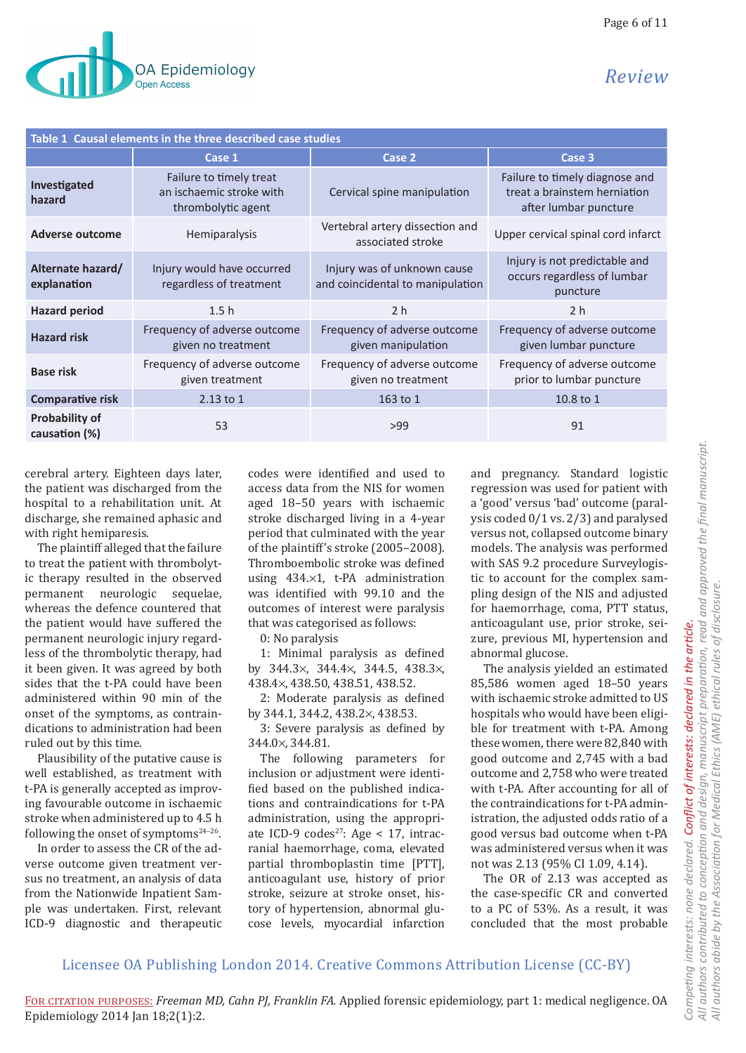**Table 1 Causal elements in the three described case studies**

| | Case 1 | Case 2 | Case 3 |
|---|---|---|---|
| **Investigated hazard** | Failure to timely treat an ischaemic stroke with thrombolytic agent | Cervical spine manipulation | Failure to timely diagnose and treat a brainstem herniation after lumbar puncture |
| **Adverse outcome** | Hemiparalysis | Vertebral artery dissection and associated stroke | Upper cervical spinal cord infarct |
| **Alternate hazard/ explanation** | Injury would have occurred regardless of treatment | Injury was of unknown cause and coincidental to manipulation | Injury is not predictable and occurs regardless of lumbar puncture |
| **Hazard period** | 1.5 h | 2 h | 2 h |
| **Hazard risk** | Frequency of adverse outcome given no treatment | Frequency of adverse outcome given manipulation | Frequency of adverse outcome given lumbar puncture |
| **Base risk** | Frequency of adverse outcome given treatment | Frequency of adverse outcome given no treatment | Frequency of adverse outcome prior to lumbar puncture |
| **Comparative risk** | 2.13 to 1 | 163 to 1 | 10.8 to 1 |
| **Probability of causation (%)** | 53 | >99 | 91 |

cerebral artery. Eighteen days later, the patient was discharged from the hospital to a rehabilitation unit. At discharge, she remained aphasic and with right hemiparesis.

The plaintiff alleged that the failure to treat the patient with thrombolytic therapy resulted in the observed permanent neurologic sequelae, whereas the defence countered that the patient would have suffered the permanent neurologic injury regardless of the thrombolytic therapy, had it been given. It was agreed by both sides that the t-PA could have been administered within 90 min of the onset of the symptoms, as contraindications to administration had been ruled out by this time.

Plausibility of the putative cause is well established, as treatment with t-PA is generally accepted as improving favourable outcome in ischaemic stroke when administered up to 4.5 h following the onset of symptoms[24–26].

In order to assess the CR of the adverse outcome given treatment versus no treatment, an analysis of data from the Nationwide Inpatient Sample was undertaken. First, relevant ICD-9 diagnostic and therapeutic codes were identified and used to access data from the NIS for women aged 18–50 years with ischaemic stroke discharged living in a 4-year period that culminated with the year of the plaintiff's stroke (2005–2008). Thromboembolic stroke was defined using 434.×1, t-PA administration was identified with 99.10 and the outcomes of interest were paralysis that was categorised as follows:

0: No paralysis

1: Minimal paralysis as defined by 344.3×, 344.4×, 344.5, 438.3×, 438.4×, 438.50, 438.51, 438.52.

2: Moderate paralysis as defined by 344.1, 344.2, 438.2×, 438.53.

3: Severe paralysis as defined by 344.0×, 344.81.

The following parameters for inclusion or adjustment were identified based on the published indications and contraindications for t-PA administration, using the appropriate ICD-9 codes[27]: Age < 17, intracranial haemorrhage, coma, elevated partial thromboplastin time [PTT], anticoagulant use, history of prior stroke, seizure at stroke onset, history of hypertension, abnormal glucose levels, myocardial infarction and pregnancy. Standard logistic regression was used for patient with a 'good' versus 'bad' outcome (paralysis coded 0/1 vs. 2/3) and paralysed versus not, collapsed outcome binary models. The analysis was performed with SAS 9.2 procedure Surveylogistic to account for the complex sampling design of the NIS and adjusted for haemorrhage, coma, PTT status, anticoagulant use, prior stroke, seizure, previous MI, hypertension and abnormal glucose.

The analysis yielded an estimated 85,586 women aged 18–50 years with ischaemic stroke admitted to US hospitals who would have been eligible for treatment with t-PA. Among these women, there were 82,840 with good outcome and 2,745 with a bad outcome and 2,758 who were treated with t-PA. After accounting for all of the contraindications for t-PA administration, the adjusted odds ratio of a good versus bad outcome when t-PA was administered versus when it was not was 2.13 (95% CI 1.09, 4.14).

The OR of 2.13 was accepted as the case-specific CR and converted to a PC of 53%. As a result, it was concluded that the most probable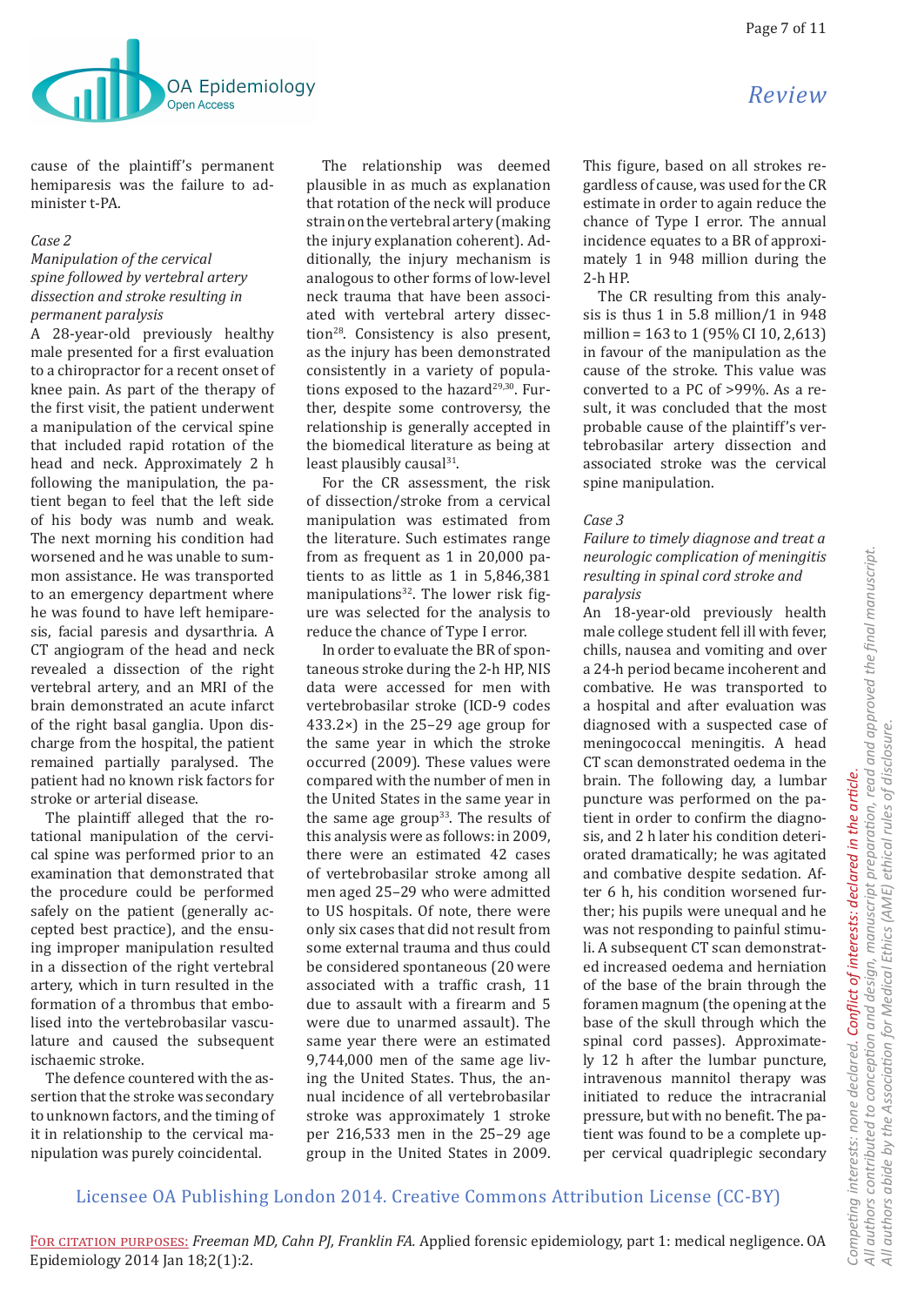cause of the plaintiff's permanent hemiparesis was the failure to administer t-PA.

*Case 2*

*Manipulation of the cervical spine followed by vertebral artery dissection and stroke resulting in permanent paralysis*

A 28-year-old previously healthy male presented for a first evaluation to a chiropractor for a recent onset of knee pain. As part of the therapy of the first visit, the patient underwent a manipulation of the cervical spine that included rapid rotation of the head and neck. Approximately 2 h following the manipulation, the patient began to feel that the left side of his body was numb and weak. The next morning his condition had worsened and he was unable to summon assistance. He was transported to an emergency department where he was found to have left hemiparesis, facial paresis and dysarthria. A CT angiogram of the head and neck revealed a dissection of the right vertebral artery, and an MRI of the brain demonstrated an acute infarct of the right basal ganglia. Upon discharge from the hospital, the patient remained partially paralysed. The patient had no known risk factors for stroke or arterial disease.

The plaintiff alleged that the rotational manipulation of the cervical spine was performed prior to an examination that demonstrated that the procedure could be performed safely on the patient (generally accepted best practice), and the ensuing improper manipulation resulted in a dissection of the right vertebral artery, which in turn resulted in the formation of a thrombus that embolised into the vertebrobasilar vasculature and caused the subsequent ischaemic stroke.

The defence countered with the assertion that the stroke was secondary to unknown factors, and the timing of it in relationship to the cervical manipulation was purely coincidental.

The relationship was deemed plausible in as much as explanation that rotation of the neck will produce strain on the vertebral artery (making the injury explanation coherent). Additionally, the injury mechanism is analogous to other forms of low-level neck trauma that have been associated with vertebral artery dissection[28]. Consistency is also present, as the injury has been demonstrated consistently in a variety of populations exposed to the hazard[29,30]. Further, despite some controversy, the relationship is generally accepted in the biomedical literature as being at least plausibly causal[31].

For the CR assessment, the risk of dissection/stroke from a cervical manipulation was estimated from the literature. Such estimates range from as frequent as 1 in 20,000 patients to as little as 1 in 5,846,381 manipulations[32]. The lower risk figure was selected for the analysis to reduce the chance of Type I error.

In order to evaluate the BR of spontaneous stroke during the 2-h HP, NIS data were accessed for men with vertebrobasilar stroke (ICD-9 codes 433.2×) in the 25–29 age group for the same year in which the stroke occurred (2009). These values were compared with the number of men in the United States in the same year in the same age group[33]. The results of this analysis were as follows: in 2009, there were an estimated 42 cases of vertebrobasilar stroke among all men aged 25–29 who were admitted to US hospitals. Of note, there were only six cases that did not result from some external trauma and thus could be considered spontaneous (20 were associated with a traffic crash, 11 due to assault with a firearm and 5 were due to unarmed assault). The same year there were an estimated 9,744,000 men of the same age living the United States. Thus, the annual incidence of all vertebrobasilar stroke was approximately 1 stroke per 216,533 men in the 25–29 age group in the United States in 2009. This figure, based on all strokes regardless of cause, was used for the CR estimate in order to again reduce the chance of Type I error. The annual incidence equates to a BR of approximately 1 in 948 million during the 2-h HP.

The CR resulting from this analysis is thus 1 in 5.8 million/1 in 948 million = 163 to 1 (95% CI 10, 2,613) in favour of the manipulation as the cause of the stroke. This value was converted to a PC of >99%. As a result, it was concluded that the most probable cause of the plaintiff's vertebrobasilar artery dissection and associated stroke was the cervical spine manipulation.

*Case 3*

*Failure to timely diagnose and treat a neurologic complication of meningitis resulting in spinal cord stroke and paralysis*

An 18-year-old previously health male college student fell ill with fever, chills, nausea and vomiting and over a 24-h period became incoherent and combative. He was transported to a hospital and after evaluation was diagnosed with a suspected case of meningococcal meningitis. A head CT scan demonstrated oedema in the brain. The following day, a lumbar puncture was performed on the patient in order to confirm the diagnosis, and 2 h later his condition deteriorated dramatically; he was agitated and combative despite sedation. After 6 h, his condition worsened further; his pupils were unequal and he was not responding to painful stimuli. A subsequent CT scan demonstrated increased oedema and herniation of the base of the brain through the foramen magnum (the opening at the base of the skull through which the spinal cord passes). Approximately 12 h after the lumbar puncture, intravenous mannitol therapy was initiated to reduce the intracranial pressure, but with no benefit. The patient was found to be a complete upper cervical quadriplegic secondary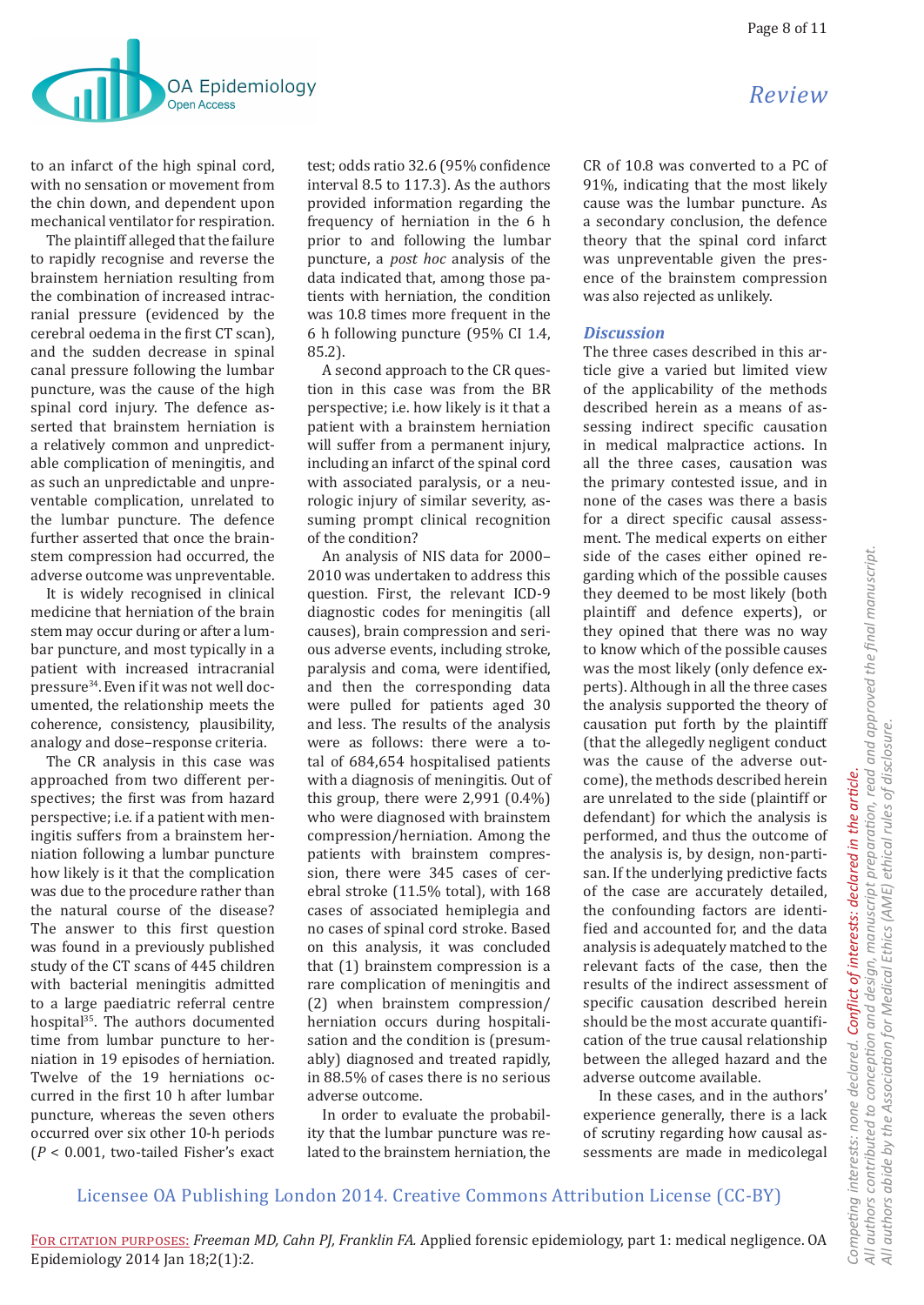to an infarct of the high spinal cord, with no sensation or movement from the chin down, and dependent upon mechanical ventilator for respiration.

The plaintiff alleged that the failure to rapidly recognise and reverse the brainstem herniation resulting from the combination of increased intracranial pressure (evidenced by the cerebral oedema in the first CT scan), and the sudden decrease in spinal canal pressure following the lumbar puncture, was the cause of the high spinal cord injury. The defence asserted that brainstem herniation is a relatively common and unpredictable complication of meningitis, and as such an unpredictable and unpreventable complication, unrelated to the lumbar puncture. The defence further asserted that once the brainstem compression had occurred, the adverse outcome was unpreventable.

It is widely recognised in clinical medicine that herniation of the brain stem may occur during or after a lumbar puncture, and most typically in a patient with increased intracranial pressure[34]. Even if it was not well documented, the relationship meets the coherence, consistency, plausibility, analogy and dose–response criteria.

The CR analysis in this case was approached from two different perspectives; the first was from hazard perspective; i.e. if a patient with meningitis suffers from a brainstem herniation following a lumbar puncture how likely is it that the complication was due to the procedure rather than the natural course of the disease? The answer to this first question was found in a previously published study of the CT scans of 445 children with bacterial meningitis admitted to a large paediatric referral centre hospital[35]. The authors documented time from lumbar puncture to herniation in 19 episodes of herniation. Twelve of the 19 herniations occurred in the first 10 h after lumbar puncture, whereas the seven others occurred over six other 10-h periods ($P < 0.001$, two-tailed Fisher's exact test; odds ratio 32.6 (95% confidence interval 8.5 to 117.3). As the authors provided information regarding the frequency of herniation in the 6 h prior to and following the lumbar puncture, a *post hoc* analysis of the data indicated that, among those patients with herniation, the condition was 10.8 times more frequent in the 6 h following puncture (95% CI 1.4, 85.2).

A second approach to the CR question in this case was from the BR perspective; i.e. how likely is it that a patient with a brainstem herniation will suffer from a permanent injury, including an infarct of the spinal cord with associated paralysis, or a neurologic injury of similar severity, assuming prompt clinical recognition of the condition?

An analysis of NIS data for 2000–2010 was undertaken to address this question. First, the relevant ICD-9 diagnostic codes for meningitis (all causes), brain compression and serious adverse events, including stroke, paralysis and coma, were identified, and then the corresponding data were pulled for patients aged 30 and less. The results of the analysis were as follows: there were a total of 684,654 hospitalised patients with a diagnosis of meningitis. Out of this group, there were 2,991 (0.4%) who were diagnosed with brainstem compression/herniation. Among the patients with brainstem compression, there were 345 cases of cerebral stroke (11.5% total), with 168 cases of associated hemiplegia and no cases of spinal cord stroke. Based on this analysis, it was concluded that (1) brainstem compression is a rare complication of meningitis and (2) when brainstem compression/herniation occurs during hospitalisation and the condition is (presumably) diagnosed and treated rapidly, in 88.5% of cases there is no serious adverse outcome.

In order to evaluate the probability that the lumbar puncture was related to the brainstem herniation, the CR of 10.8 was converted to a PC of 91%, indicating that the most likely cause was the lumbar puncture. As a secondary conclusion, the defence theory that the spinal cord infarct was unpreventable given the presence of the brainstem compression was also rejected as unlikely.

## Discussion

The three cases described in this article give a varied but limited view of the applicability of the methods described herein as a means of assessing indirect specific causation in medical malpractice actions. In all the three cases, causation was the primary contested issue, and in none of the cases was there a basis for a direct specific causal assessment. The medical experts on either side of the cases either opined regarding which of the possible causes they deemed to be most likely (both plaintiff and defence experts), or they opined that there was no way to know which of the possible causes was the most likely (only defence experts). Although in all the three cases the analysis supported the theory of causation put forth by the plaintiff (that the allegedly negligent conduct was the cause of the adverse outcome), the methods described herein are unrelated to the side (plaintiff or defendant) for which the analysis is performed, and thus the outcome of the analysis is, by design, non-partisan. If the underlying predictive facts of the case are accurately detailed, the confounding factors are identified and accounted for, and the data analysis is adequately matched to the relevant facts of the case, then the results of the indirect assessment of specific causation described herein should be the most accurate quantification of the true causal relationship between the alleged hazard and the adverse outcome available.

In these cases, and in the authors' experience generally, there is a lack of scrutiny regarding how causal assessments are made in medicolegal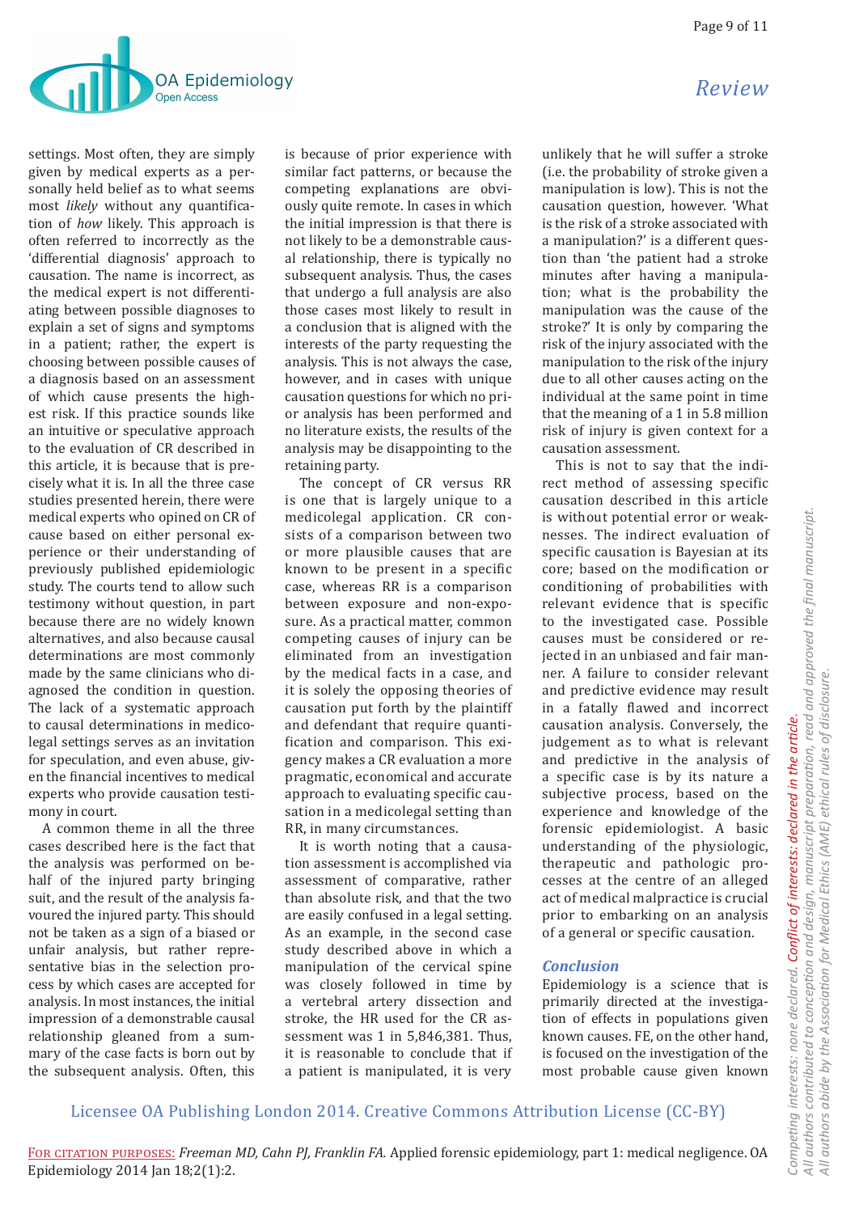settings. Most often, they are simply given by medical experts as a personally held belief as to what seems most *likely* without any quantification of *how* likely. This approach is often referred to incorrectly as the 'differential diagnosis' approach to causation. The name is incorrect, as the medical expert is not differentiating between possible diagnoses to explain a set of signs and symptoms in a patient; rather, the expert is choosing between possible causes of a diagnosis based on an assessment of which cause presents the highest risk. If this practice sounds like an intuitive or speculative approach to the evaluation of CR described in this article, it is because that is precisely what it is. In all the three case studies presented herein, there were medical experts who opined on CR of cause based on either personal experience or their understanding of previously published epidemiologic study. The courts tend to allow such testimony without question, in part because there are no widely known alternatives, and also because causal determinations are most commonly made by the same clinicians who diagnosed the condition in question. The lack of a systematic approach to causal determinations in medicolegal settings serves as an invitation for speculation, and even abuse, given the financial incentives to medical experts who provide causation testimony in court.

A common theme in all the three cases described here is the fact that the analysis was performed on behalf of the injured party bringing suit, and the result of the analysis favoured the injured party. This should not be taken as a sign of a biased or unfair analysis, but rather representative bias in the selection process by which cases are accepted for analysis. In most instances, the initial impression of a demonstrable causal relationship gleaned from a summary of the case facts is born out by the subsequent analysis. Often, this is because of prior experience with similar fact patterns, or because the competing explanations are obviously quite remote. In cases in which the initial impression is that there is not likely to be a demonstrable causal relationship, there is typically no subsequent analysis. Thus, the cases that undergo a full analysis are also those cases most likely to result in a conclusion that is aligned with the interests of the party requesting the analysis. This is not always the case, however, and in cases with unique causation questions for which no prior analysis has been performed and no literature exists, the results of the analysis may be disappointing to the retaining party.

The concept of CR versus RR is one that is largely unique to a medicolegal application. CR consists of a comparison between two or more plausible causes that are known to be present in a specific case, whereas RR is a comparison between exposure and non-exposure. As a practical matter, common competing causes of injury can be eliminated from an investigation by the medical facts in a case, and it is solely the opposing theories of causation put forth by the plaintiff and defendant that require quantification and comparison. This exigency makes a CR evaluation a more pragmatic, economical and accurate approach to evaluating specific causation in a medicolegal setting than RR, in many circumstances.

It is worth noting that a causation assessment is accomplished via assessment of comparative, rather than absolute risk, and that the two are easily confused in a legal setting. As an example, in the second case study described above in which a manipulation of the cervical spine was closely followed in time by a vertebral artery dissection and stroke, the HR used for the CR assessment was 1 in 5,846,381. Thus, it is reasonable to conclude that if a patient is manipulated, it is very unlikely that he will suffer a stroke (i.e. the probability of stroke given a manipulation is low). This is not the causation question, however. 'What is the risk of a stroke associated with a manipulation?' is a different question than 'the patient had a stroke minutes after having a manipulation; what is the probability the manipulation was the cause of the stroke?' It is only by comparing the risk of the injury associated with the manipulation to the risk of the injury due to all other causes acting on the individual at the same point in time that the meaning of a 1 in 5.8 million risk of injury is given context for a causation assessment.

This is not to say that the indirect method of assessing specific causation described in this article is without potential error or weaknesses. The indirect evaluation of specific causation is Bayesian at its core; based on the modification or conditioning of probabilities with relevant evidence that is specific to the investigated case. Possible causes must be considered or rejected in an unbiased and fair manner. A failure to consider relevant and predictive evidence may result in a fatally flawed and incorrect causation analysis. Conversely, the judgement as to what is relevant and predictive in the analysis of a specific case is by its nature a subjective process, based on the experience and knowledge of the forensic epidemiologist. A basic understanding of the physiologic, therapeutic and pathologic processes at the centre of an alleged act of medical malpractice is crucial prior to embarking on an analysis of a general or specific causation.

## Conclusion

Epidemiology is a science that is primarily directed at the investigation of effects in populations given known causes. FE, on the other hand, is focused on the investigation of the most probable cause given known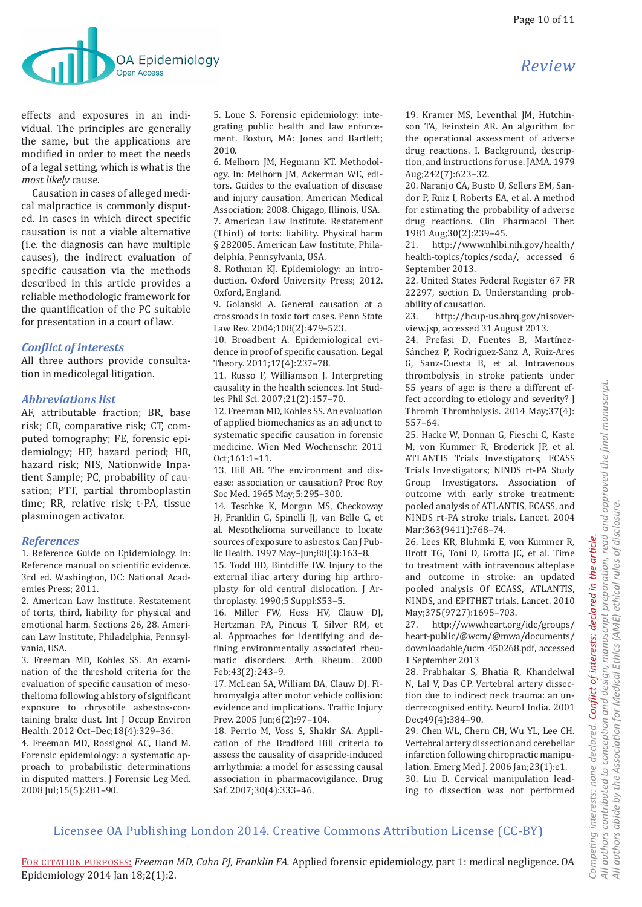effects and exposures in an individual. The principles are generally the same, but the applications are modified in order to meet the needs of a legal setting, which is what is the *most likely* cause.

Causation in cases of alleged medical malpractice is commonly disputed. In cases in which direct specific causation is not a viable alternative (i.e. the diagnosis can have multiple causes), the indirect evaluation of specific causation via the methods described in this article provides a reliable methodologic framework for the quantification of the PC suitable for presentation in a court of law.

## Conflict of interests

All three authors provide consultation in medicolegal litigation.

## Abbreviations list

AF, attributable fraction; BR, base risk; CR, comparative risk; CT, computed tomography; FE, forensic epidemiology; HP, hazard period; HR, hazard risk; NIS, Nationwide Inpatient Sample; PC, probability of causation; PTT, partial thromboplastin time; RR, relative risk; t-PA, tissue plasminogen activator.

## References

1. Reference Guide on Epidemiology. In: Reference manual on scientific evidence. 3rd ed. Washington, DC: National Academies Press; 2011.
2. American Law Institute. Restatement of torts, third, liability for physical and emotional harm. Sections 26, 28. American Law Institute, Philadelphia, Pennsylvania, USA.
3. Freeman MD, Kohles SS. An examination of the threshold criteria for the evaluation of specific causation of mesothelioma following a history of significant exposure to chrysotile asbestos-containing brake dust. Int J Occup Environ Health. 2012 Oct–Dec;18(4):329–36.
4. Freeman MD, Rossignol AC, Hand M. Forensic epidemiology: a systematic approach to probabilistic determinations in disputed matters. J Forensic Leg Med. 2008 Jul;15(5):281–90.
5. Loue S. Forensic epidemiology: integrating public health and law enforcement. Boston, MA: Jones and Bartlett; 2010.
6. Melhorn JM, Hegmann KT. Methodology. In: Melhorn JM, Ackerman WE, editors. Guides to the evaluation of disease and injury causation. American Medical Association; 2008. Chigago, Illinois, USA.
7. American Law Institute. Restatement (Third) of torts: liability. Physical harm § 282005. American Law Institute, Philadelphia, Pennsylvania, USA.
8. Rothman KJ. Epidemiology: an introduction. Oxford University Press; 2012. Oxford, England.
9. Golanski A. General causation at a crossroads in toxic tort cases. Penn State Law Rev. 2004;108(2):479–523.
10. Broadbent A. Epidemiological evidence in proof of specific causation. Legal Theory. 2011;17(4):237–78.
11. Russo F, Williamson J. Interpreting causality in the health sciences. Int Studies Phil Sci. 2007;21(2):157–70.
12. Freeman MD, Kohles SS. An evaluation of applied biomechanics as an adjunct to systematic specific causation in forensic medicine. Wien Med Wochenschr. 2011 Oct;161:1–11.
13. Hill AB. The environment and disease: association or causation? Proc Roy Soc Med. 1965 May;5:295–300.
14. Teschke K, Morgan MS, Checkoway H, Franklin G, Spinelli JJ, van Belle G, et al. Mesothelioma surveillance to locate sources of exposure to asbestos. Can J Public Health. 1997 May–Jun;88(3):163–8.
15. Todd BD, Bintcliffe IW. Injury to the external iliac artery during hip arthroplasty for old central dislocation. J Arthroplasty. 1990;5 Suppl:S53–5.
16. Miller FW, Hess HV, Clauw DJ, Hertzman PA, Pincus T, Silver RM, et al. Approaches for identifying and defining environmentally associated rheumatic disorders. Arth Rheum. 2000 Feb;43(2):243–9.
17. McLean SA, William DA, Clauw DJ. Fibromyalgia after motor vehicle collision: evidence and implications. Traffic Injury Prev. 2005 Jun;6(2):97–104.
18. Perrio M, Voss S, Shakir SA. Application of the Bradford Hill criteria to assess the causality of cisapride-induced arrhythmia: a model for assessing causal association in pharmacovigilance. Drug Saf. 2007;30(4):333–46.
19. Kramer MS, Leventhal JM, Hutchinson TA, Feinstein AR. An algorithm for the operational assessment of adverse drug reactions. I. Background, description, and instructions for use. JAMA. 1979 Aug;242(7):623–32.
20. Naranjo CA, Busto U, Sellers EM, Sandor P, Ruiz I, Roberts EA, et al. A method for estimating the probability of adverse drug reactions. Clin Pharmacol Ther. 1981 Aug;30(2):239–45.
21. http://www.nhlbi.nih.gov/health/health-topics/topics/scda/, accessed 6 September 2013.
22. United States Federal Register 67 FR 22297, section D. Understanding probability of causation.
23. http://hcup-us.ahrq.gov/nisoverview.jsp, accessed 31 August 2013.
24. Prefasi D, Fuentes B, Martínez-Sánchez P, Rodríguez-Sanz A, Ruiz-Ares G, Sanz-Cuesta B, et al. Intravenous thrombolysis in stroke patients under 55 years of age: is there a different effect according to etiology and severity? J Thromb Thrombolysis. 2014 May;37(4):557–64.
25. Hacke W, Donnan G, Fieschi C, Kaste M, von Kummer R, Broderick JP, et al. ATLANTIS Trials Investigators; ECASS Trials Investigators; NINDS rt-PA Study Group Investigators. Association of outcome with early stroke treatment: pooled analysis of ATLANTIS, ECASS, and NINDS rt-PA stroke trials. Lancet. 2004 Mar;363(9411):768–74.
26. Lees KR, Bluhmki E, von Kummer R, Brott TG, Toni D, Grotta JC, et al. Time to treatment with intravenous alteplase and outcome in stroke: an updated pooled analysis Of ECASS, ATLANTIS, NINDS, and EPITHET trials. Lancet. 2010 May;375(9727):1695–703.
27. http://www.heart.org/idc/groups/heart-public/@wcm/@mwa/documents/downloadable/ucm_450268.pdf, accessed 1 September 2013
28. Prabhakar S, Bhatia R, Khandelwal N, Lal V, Das CP. Vertebral artery dissection due to indirect neck trauma: an underrecognised entity. Neurol India. 2001 Dec;49(4):384–90.
29. Chen WL, Chern CH, Wu YL, Lee CH. Vertebral artery dissection and cerebellar infarction following chiropractic manipulation. Emerg Med J. 2006 Jan;23(1):e1.
30. Liu D. Cervical manipulation leading to dissection was not performed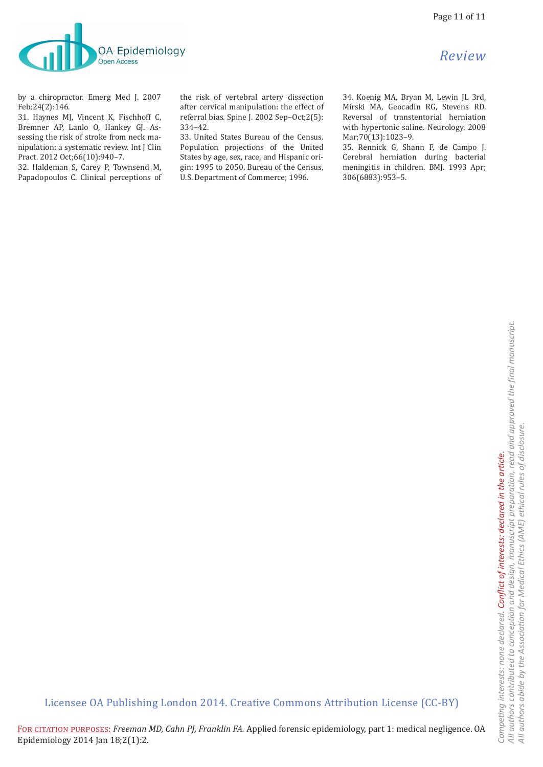by a chiropractor. Emerg Med J. 2007 Feb;24(2):146.

31. Haynes MJ, Vincent K, Fischhoff C, Bremner AP, Lanlo O, Hankey GJ. Assessing the risk of stroke from neck manipulation: a systematic review. Int J Clin Pract. 2012 Oct;66(10):940–7.

32. Haldeman S, Carey P, Townsend M, Papadopoulos C. Clinical perceptions of the risk of vertebral artery dissection after cervical manipulation: the effect of referral bias. Spine J. 2002 Sep–Oct;2(5):334–42.

33. United States Bureau of the Census. Population projections of the United States by age, sex, race, and Hispanic origin: 1995 to 2050. Bureau of the Census, U.S. Department of Commerce; 1996.

34. Koenig MA, Bryan M, Lewin JL 3rd, Mirski MA, Geocadin RG, Stevens RD. Reversal of transtentorial herniation with hypertonic saline. Neurology. 2008 Mar;70(13):1023–9.

35. Rennick G, Shann F, de Campo J. Cerebral herniation during bacterial meningitis in children. BMJ. 1993 Apr;306(6883):953–5.

Licensee OA Publishing London 2014. Creative Commons Attribution License (CC-BY)

FOR CITATION PURPOSES: *Freeman MD, Cahn PJ, Franklin FA.* Applied forensic epidemiology, part 1: medical negligence. OA Epidemiology 2014 Jan 18;2(1):2.

*Competing interests: none declared. Conflict of interests: declared in the article.*
*All authors contributed to conception and design, manuscript preparation, read and approved the final manuscript.*
*All authors abide by the Association for Medical Ethics (AME) ethical rules of disclosure.*